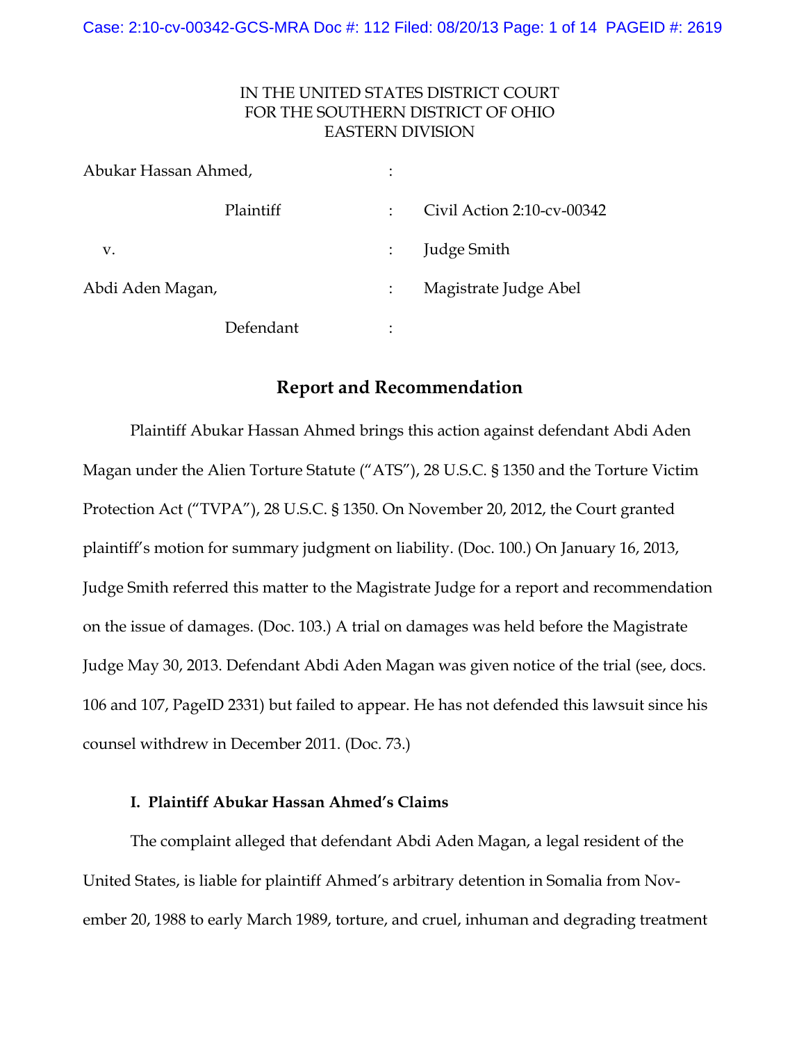IN THE UNITED STATES DISTRICT COURT
FOR THE SOUTHERN DISTRICT OF OHIO
EASTERN DIVISION

| | | |
|---|---|---|
| Abukar Hassan Ahmed, | : | |
| Plaintiff | : | Civil Action 2:10-cv-00342 |
| v. | : | Judge Smith |
| Abdi Aden Magan, | : | Magistrate Judge Abel |
| Defendant | : | |

## Report and Recommendation

Plaintiff Abukar Hassan Ahmed brings this action against defendant Abdi Aden Magan under the Alien Torture Statute ("ATS"), 28 U.S.C. § 1350 and the Torture Victim Protection Act ("TVPA"), 28 U.S.C. § 1350. On November 20, 2012, the Court granted plaintiff's motion for summary judgment on liability. (Doc. 100.) On January 16, 2013, Judge Smith referred this matter to the Magistrate Judge for a report and recommendation on the issue of damages. (Doc. 103.) A trial on damages was held before the Magistrate Judge May 30, 2013. Defendant Abdi Aden Magan was given notice of the trial (see, docs. 106 and 107, PageID 2331) but failed to appear. He has not defended this lawsuit since his counsel withdrew in December 2011. (Doc. 73.)

### I. Plaintiff Abukar Hassan Ahmed's Claims

The complaint alleged that defendant Abdi Aden Magan, a legal resident of the United States, is liable for plaintiff Ahmed's arbitrary detention in Somalia from November 20, 1988 to early March 1989, torture, and cruel, inhuman and degrading treatment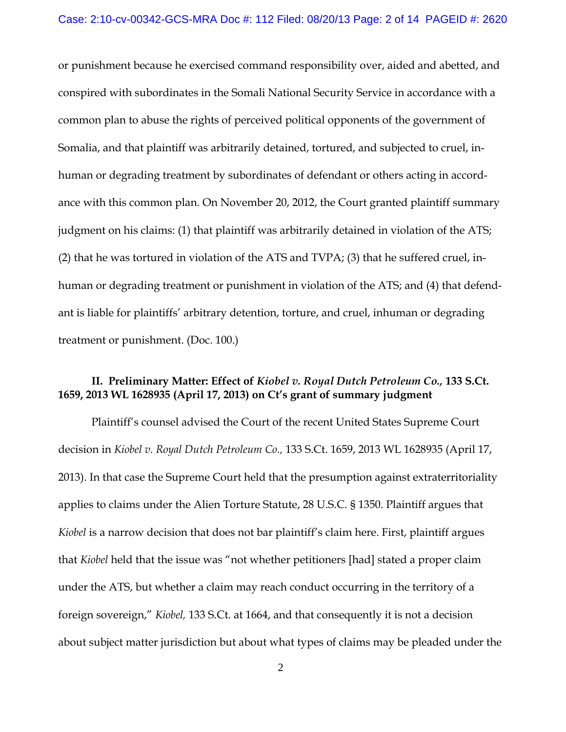or punishment because he exercised command responsibility over, aided and abetted, and conspired with subordinates in the Somali National Security Service in accordance with a common plan to abuse the rights of perceived political opponents of the government of Somalia, and that plaintiff was arbitrarily detained, tortured, and subjected to cruel, inhuman or degrading treatment by subordinates of defendant or others acting in accordance with this common plan. On November 20, 2012, the Court granted plaintiff summary judgment on his claims: (1) that plaintiff was arbitrarily detained in violation of the ATS; (2) that he was tortured in violation of the ATS and TVPA; (3) that he suffered cruel, inhuman or degrading treatment or punishment in violation of the ATS; and (4) that defendant is liable for plaintiffs' arbitrary detention, torture, and cruel, inhuman or degrading treatment or punishment. (Doc. 100.)

## II. Preliminary Matter: Effect of *Kiobel v. Royal Dutch Petroleum Co.*, 133 S.Ct. 1659, 2013 WL 1628935 (April 17, 2013) on Ct's grant of summary judgment

Plaintiff's counsel advised the Court of the recent United States Supreme Court decision in *Kiobel v. Royal Dutch Petroleum Co.,* 133 S.Ct. 1659, 2013 WL 1628935 (April 17, 2013). In that case the Supreme Court held that the presumption against extraterritoriality applies to claims under the Alien Torture Statute, 28 U.S.C. § 1350. Plaintiff argues that *Kiobel* is a narrow decision that does not bar plaintiff's claim here. First, plaintiff argues that *Kiobel* held that the issue was "not whether petitioners [had] stated a proper claim under the ATS, but whether a claim may reach conduct occurring in the territory of a foreign sovereign," *Kiobel,* 133 S.Ct. at 1664, and that consequently it is not a decision about subject matter jurisdiction but about what types of claims may be pleaded under the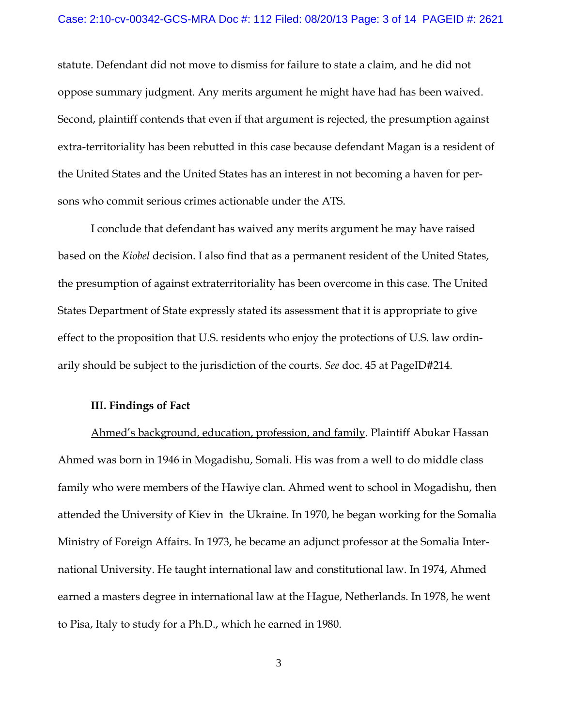statute. Defendant did not move to dismiss for failure to state a claim, and he did not oppose summary judgment. Any merits argument he might have had has been waived. Second, plaintiff contends that even if that argument is rejected, the presumption against extra-territoriality has been rebutted in this case because defendant Magan is a resident of the United States and the United States has an interest in not becoming a haven for persons who commit serious crimes actionable under the ATS.

I conclude that defendant has waived any merits argument he may have raised based on the *Kiobel* decision. I also find that as a permanent resident of the United States, the presumption of against extraterritoriality has been overcome in this case. The United States Department of State expressly stated its assessment that it is appropriate to give effect to the proposition that U.S. residents who enjoy the protections of U.S. law ordinarily should be subject to the jurisdiction of the courts. *See* doc. 45 at PageID#214.

### III. Findings of Fact

Ahmed's background, education, profession, and family. Plaintiff Abukar Hassan Ahmed was born in 1946 in Mogadishu, Somali. His was from a well to do middle class family who were members of the Hawiye clan. Ahmed went to school in Mogadishu, then attended the University of Kiev in the Ukraine. In 1970, he began working for the Somalia Ministry of Foreign Affairs. In 1973, he became an adjunct professor at the Somalia International University. He taught international law and constitutional law. In 1974, Ahmed earned a masters degree in international law at the Hague, Netherlands. In 1978, he went to Pisa, Italy to study for a Ph.D., which he earned in 1980.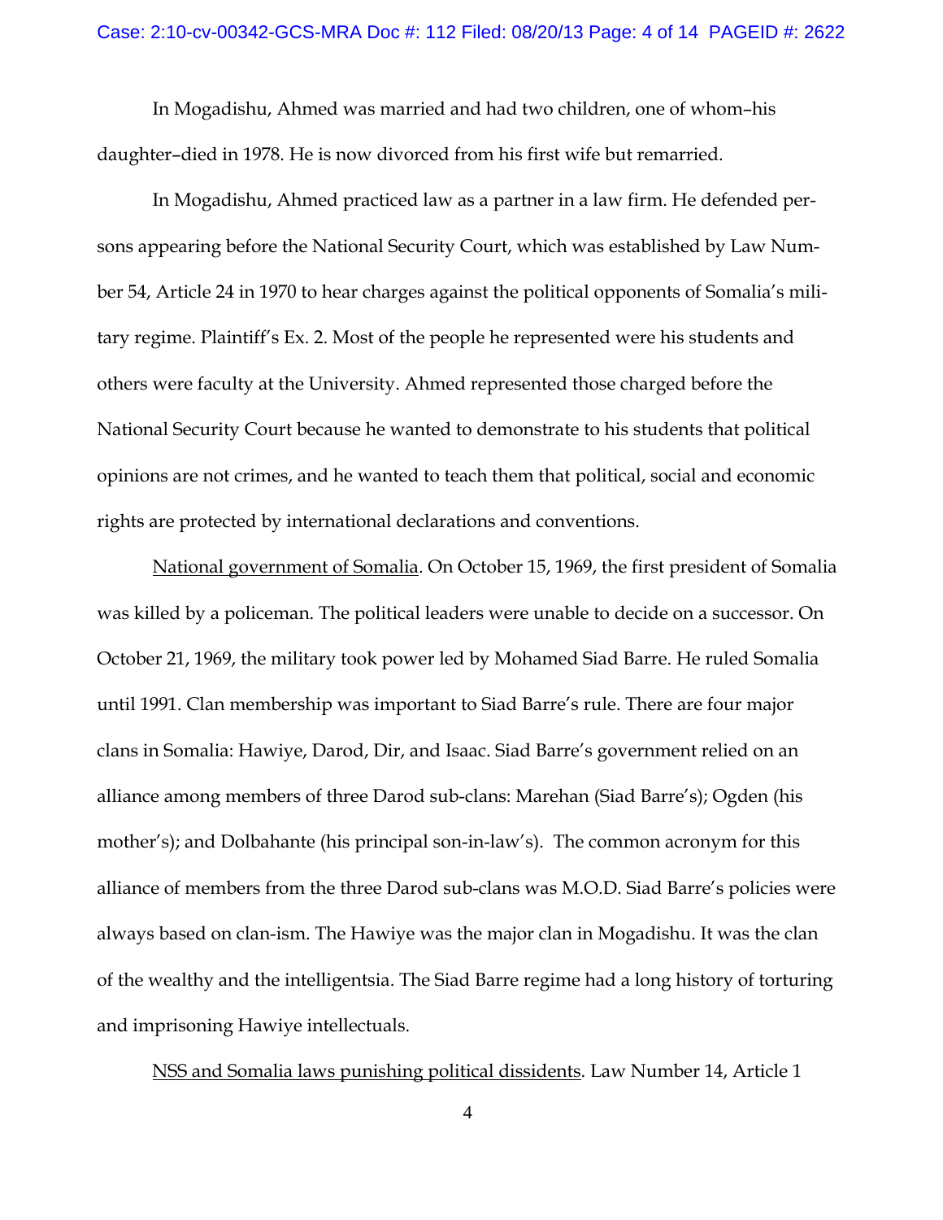In Mogadishu, Ahmed was married and had two children, one of whom–his daughter–died in 1978. He is now divorced from his first wife but remarried.

In Mogadishu, Ahmed practiced law as a partner in a law firm. He defended persons appearing before the National Security Court, which was established by Law Number 54, Article 24 in 1970 to hear charges against the political opponents of Somalia's military regime. Plaintiff's Ex. 2. Most of the people he represented were his students and others were faculty at the University. Ahmed represented those charged before the National Security Court because he wanted to demonstrate to his students that political opinions are not crimes, and he wanted to teach them that political, social and economic rights are protected by international declarations and conventions.

National government of Somalia. On October 15, 1969, the first president of Somalia was killed by a policeman. The political leaders were unable to decide on a successor. On October 21, 1969, the military took power led by Mohamed Siad Barre. He ruled Somalia until 1991. Clan membership was important to Siad Barre's rule. There are four major clans in Somalia: Hawiye, Darod, Dir, and Isaac. Siad Barre's government relied on an alliance among members of three Darod sub-clans: Marehan (Siad Barre's); Ogden (his mother's); and Dolbahante (his principal son-in-law's). The common acronym for this alliance of members from the three Darod sub-clans was M.O.D. Siad Barre's policies were always based on clan-ism. The Hawiye was the major clan in Mogadishu. It was the clan of the wealthy and the intelligentsia. The Siad Barre regime had a long history of torturing and imprisoning Hawiye intellectuals.

NSS and Somalia laws punishing political dissidents. Law Number 14, Article 1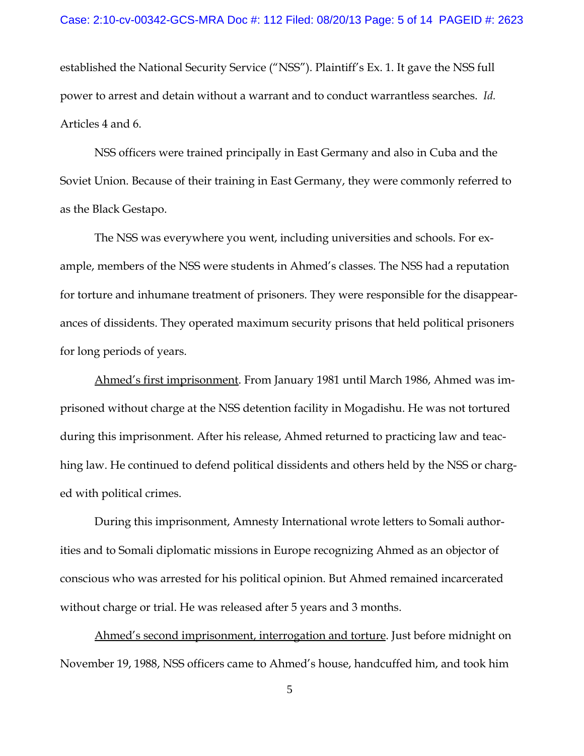established the National Security Service ("NSS"). Plaintiff's Ex. 1. It gave the NSS full power to arrest and detain without a warrant and to conduct warrantless searches. *Id.* Articles 4 and 6.

NSS officers were trained principally in East Germany and also in Cuba and the Soviet Union. Because of their training in East Germany, they were commonly referred to as the Black Gestapo.

The NSS was everywhere you went, including universities and schools. For example, members of the NSS were students in Ahmed's classes. The NSS had a reputation for torture and inhumane treatment of prisoners. They were responsible for the disappearances of dissidents. They operated maximum security prisons that held political prisoners for long periods of years.

<u>Ahmed's first imprisonment</u>. From January 1981 until March 1986, Ahmed was imprisoned without charge at the NSS detention facility in Mogadishu. He was not tortured during this imprisonment. After his release, Ahmed returned to practicing law and teaching law. He continued to defend political dissidents and others held by the NSS or charged with political crimes.

During this imprisonment, Amnesty International wrote letters to Somali authorities and to Somali diplomatic missions in Europe recognizing Ahmed as an objector of conscious who was arrested for his political opinion. But Ahmed remained incarcerated without charge or trial. He was released after 5 years and 3 months.

<u>Ahmed's second imprisonment, interrogation and torture</u>. Just before midnight on November 19, 1988, NSS officers came to Ahmed's house, handcuffed him, and took him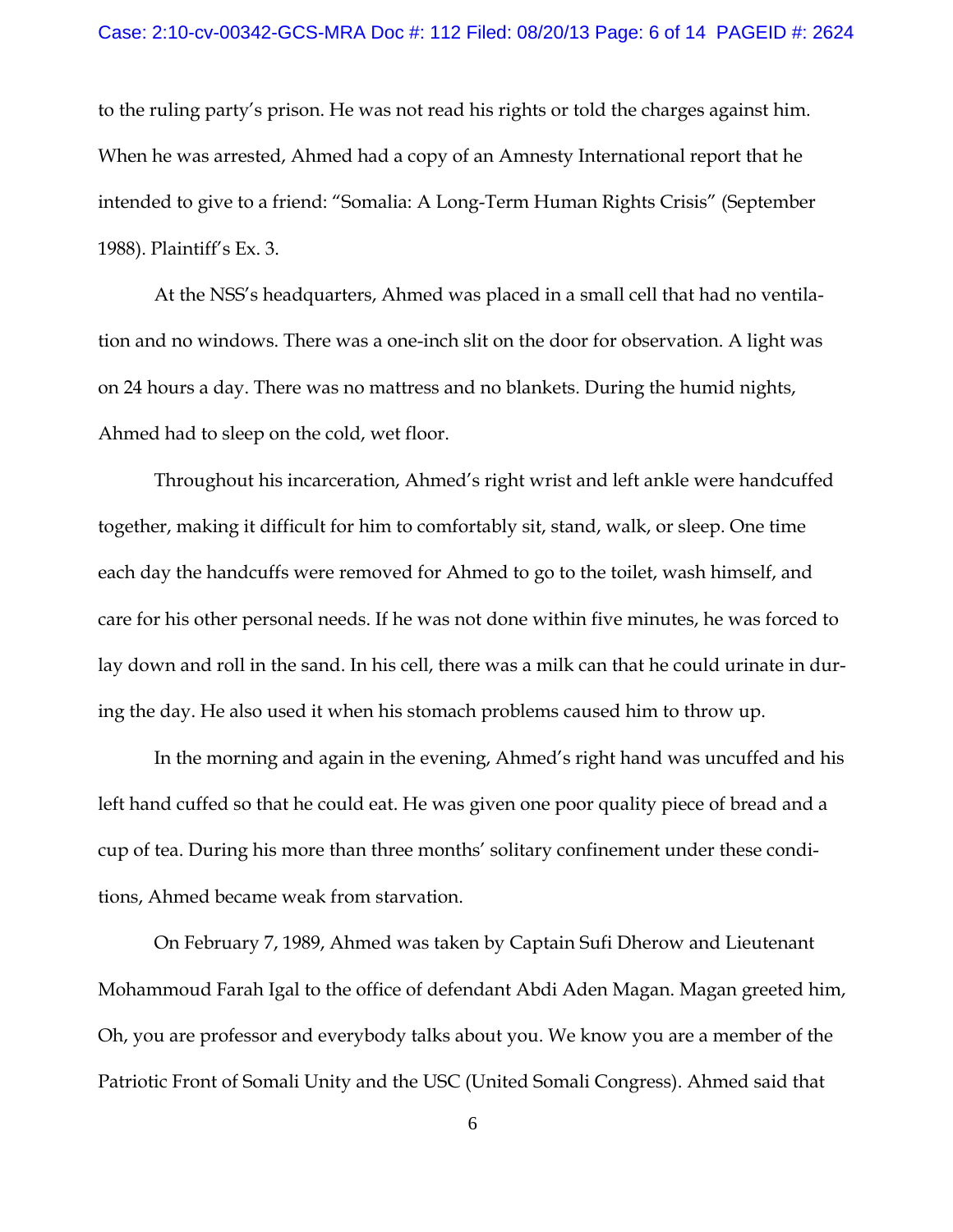to the ruling party's prison. He was not read his rights or told the charges against him. When he was arrested, Ahmed had a copy of an Amnesty International report that he intended to give to a friend: "Somalia: A Long-Term Human Rights Crisis" (September 1988). Plaintiff's Ex. 3.

At the NSS's headquarters, Ahmed was placed in a small cell that had no ventilation and no windows. There was a one-inch slit on the door for observation. A light was on 24 hours a day. There was no mattress and no blankets. During the humid nights, Ahmed had to sleep on the cold, wet floor.

Throughout his incarceration, Ahmed's right wrist and left ankle were handcuffed together, making it difficult for him to comfortably sit, stand, walk, or sleep. One time each day the handcuffs were removed for Ahmed to go to the toilet, wash himself, and care for his other personal needs. If he was not done within five minutes, he was forced to lay down and roll in the sand. In his cell, there was a milk can that he could urinate in during the day. He also used it when his stomach problems caused him to throw up.

In the morning and again in the evening, Ahmed's right hand was uncuffed and his left hand cuffed so that he could eat. He was given one poor quality piece of bread and a cup of tea. During his more than three months' solitary confinement under these conditions, Ahmed became weak from starvation.

On February 7, 1989, Ahmed was taken by Captain Sufi Dherow and Lieutenant Mohammoud Farah Igal to the office of defendant Abdi Aden Magan. Magan greeted him, Oh, you are professor and everybody talks about you. We know you are a member of the Patriotic Front of Somali Unity and the USC (United Somali Congress). Ahmed said that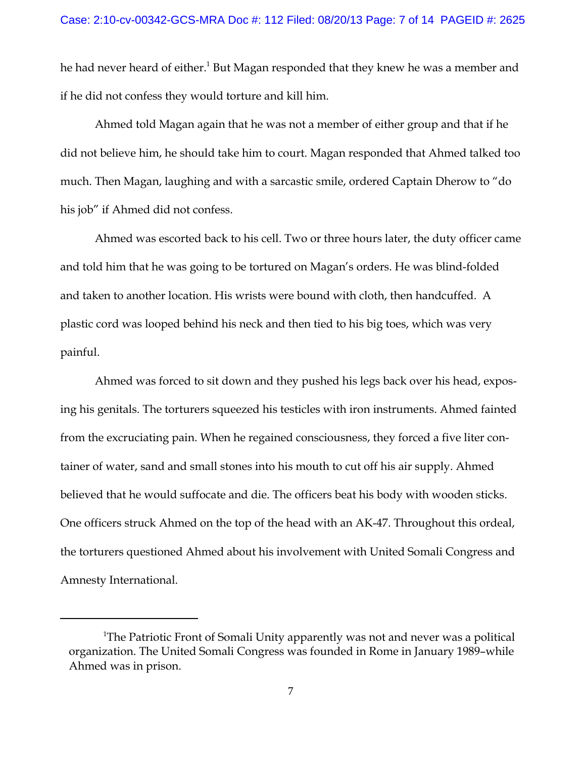he had never heard of either.[1] But Magan responded that they knew he was a member and if he did not confess they would torture and kill him.

Ahmed told Magan again that he was not a member of either group and that if he did not believe him, he should take him to court. Magan responded that Ahmed talked too much. Then Magan, laughing and with a sarcastic smile, ordered Captain Dherow to "do his job" if Ahmed did not confess.

Ahmed was escorted back to his cell. Two or three hours later, the duty officer came and told him that he was going to be tortured on Magan's orders. He was blind-folded and taken to another location. His wrists were bound with cloth, then handcuffed. A plastic cord was looped behind his neck and then tied to his big toes, which was very painful.

Ahmed was forced to sit down and they pushed his legs back over his head, exposing his genitals. The torturers squeezed his testicles with iron instruments. Ahmed fainted from the excruciating pain. When he regained consciousness, they forced a five liter container of water, sand and small stones into his mouth to cut off his air supply. Ahmed believed that he would suffocate and die. The officers beat his body with wooden sticks. One officers struck Ahmed on the top of the head with an AK-47. Throughout this ordeal, the torturers questioned Ahmed about his involvement with United Somali Congress and Amnesty International.

---

[1]The Patriotic Front of Somali Unity apparently was not and never was a political organization. The United Somali Congress was founded in Rome in January 1989–while Ahmed was in prison.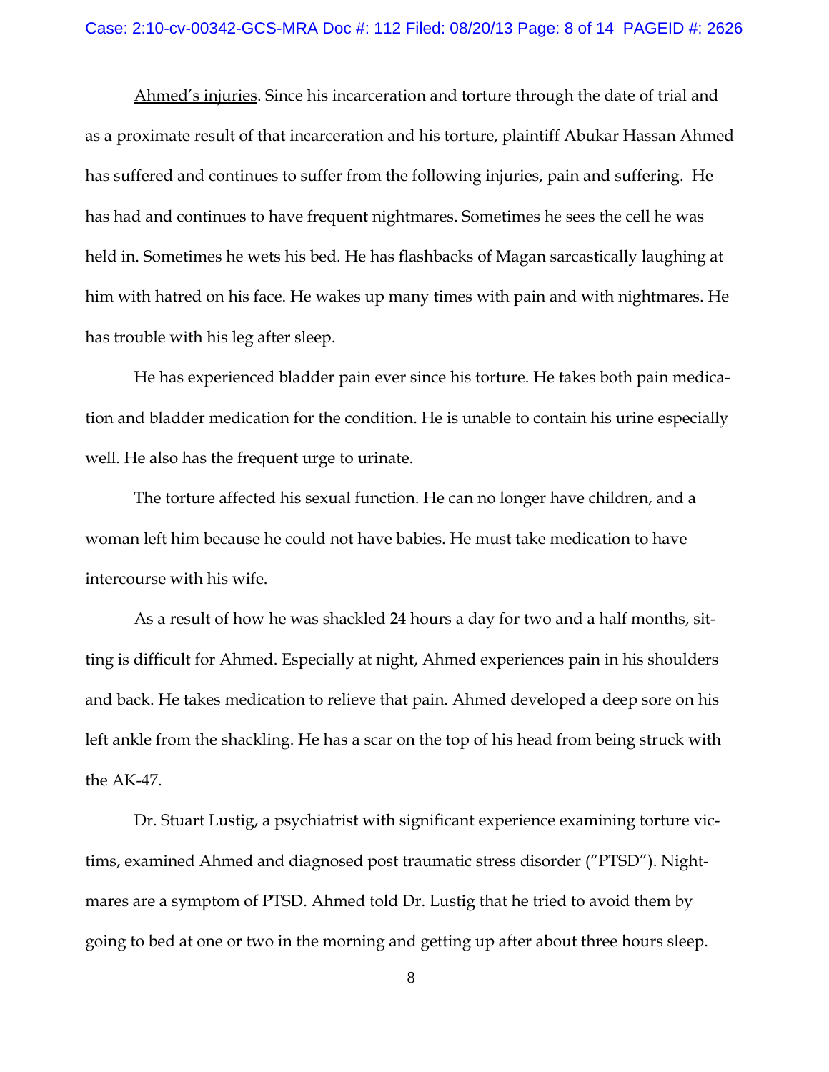Ahmed's injuries. Since his incarceration and torture through the date of trial and as a proximate result of that incarceration and his torture, plaintiff Abukar Hassan Ahmed has suffered and continues to suffer from the following injuries, pain and suffering. He has had and continues to have frequent nightmares. Sometimes he sees the cell he was held in. Sometimes he wets his bed. He has flashbacks of Magan sarcastically laughing at him with hatred on his face. He wakes up many times with pain and with nightmares. He has trouble with his leg after sleep.

He has experienced bladder pain ever since his torture. He takes both pain medication and bladder medication for the condition. He is unable to contain his urine especially well. He also has the frequent urge to urinate.

The torture affected his sexual function. He can no longer have children, and a woman left him because he could not have babies. He must take medication to have intercourse with his wife.

As a result of how he was shackled 24 hours a day for two and a half months, sitting is difficult for Ahmed. Especially at night, Ahmed experiences pain in his shoulders and back. He takes medication to relieve that pain. Ahmed developed a deep sore on his left ankle from the shackling. He has a scar on the top of his head from being struck with the AK-47.

Dr. Stuart Lustig, a psychiatrist with significant experience examining torture victims, examined Ahmed and diagnosed post traumatic stress disorder ("PTSD"). Nightmares are a symptom of PTSD. Ahmed told Dr. Lustig that he tried to avoid them by going to bed at one or two in the morning and getting up after about three hours sleep.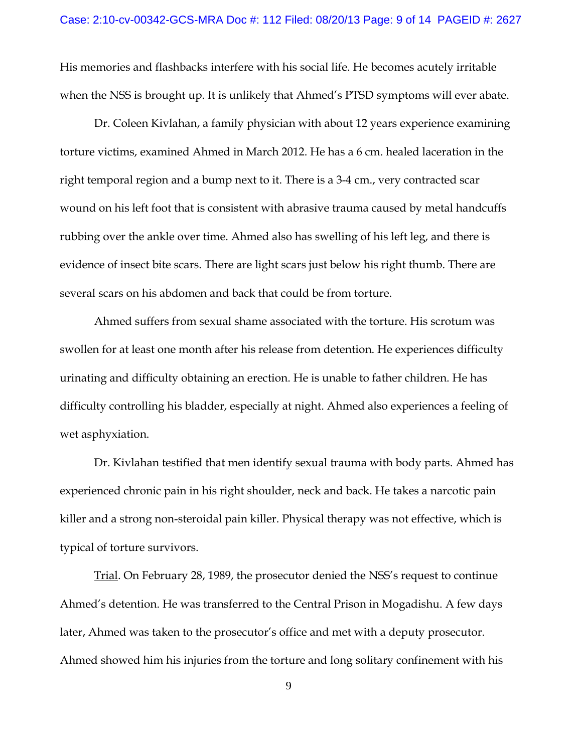His memories and flashbacks interfere with his social life. He becomes acutely irritable when the NSS is brought up. It is unlikely that Ahmed's PTSD symptoms will ever abate.

Dr. Coleen Kivlahan, a family physician with about 12 years experience examining torture victims, examined Ahmed in March 2012. He has a 6 cm. healed laceration in the right temporal region and a bump next to it. There is a 3-4 cm., very contracted scar wound on his left foot that is consistent with abrasive trauma caused by metal handcuffs rubbing over the ankle over time. Ahmed also has swelling of his left leg, and there is evidence of insect bite scars. There are light scars just below his right thumb. There are several scars on his abdomen and back that could be from torture.

Ahmed suffers from sexual shame associated with the torture. His scrotum was swollen for at least one month after his release from detention. He experiences difficulty urinating and difficulty obtaining an erection. He is unable to father children. He has difficulty controlling his bladder, especially at night. Ahmed also experiences a feeling of wet asphyxiation.

Dr. Kivlahan testified that men identify sexual trauma with body parts. Ahmed has experienced chronic pain in his right shoulder, neck and back. He takes a narcotic pain killer and a strong non-steroidal pain killer. Physical therapy was not effective, which is typical of torture survivors.

Trial. On February 28, 1989, the prosecutor denied the NSS's request to continue Ahmed's detention. He was transferred to the Central Prison in Mogadishu. A few days later, Ahmed was taken to the prosecutor's office and met with a deputy prosecutor. Ahmed showed him his injuries from the torture and long solitary confinement with his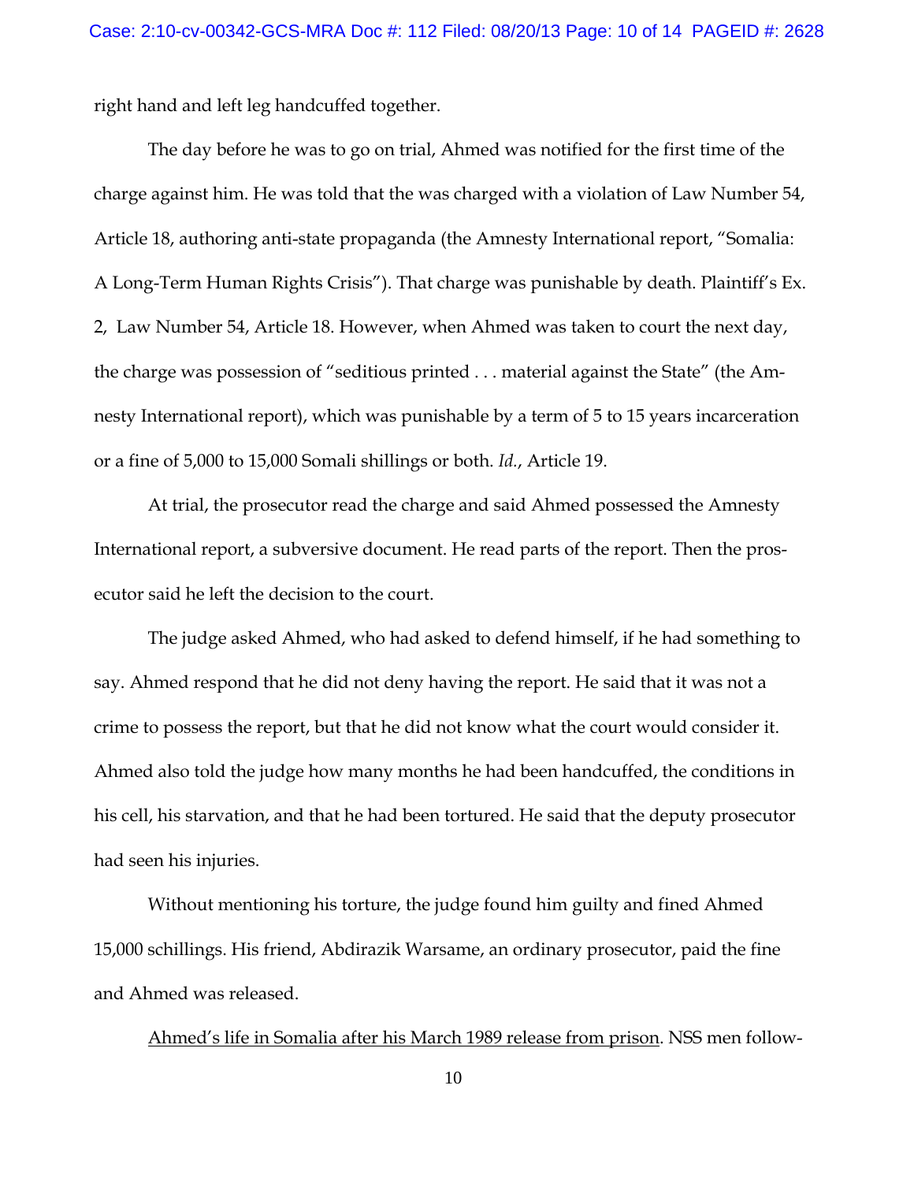right hand and left leg handcuffed together.

The day before he was to go on trial, Ahmed was notified for the first time of the charge against him. He was told that the was charged with a violation of Law Number 54, Article 18, authoring anti-state propaganda (the Amnesty International report, "Somalia: A Long-Term Human Rights Crisis"). That charge was punishable by death. Plaintiff's Ex. 2, Law Number 54, Article 18. However, when Ahmed was taken to court the next day, the charge was possession of "seditious printed . . . material against the State" (the Amnesty International report), which was punishable by a term of 5 to 15 years incarceration or a fine of 5,000 to 15,000 Somali shillings or both. *Id.*, Article 19.

At trial, the prosecutor read the charge and said Ahmed possessed the Amnesty International report, a subversive document. He read parts of the report. Then the prosecutor said he left the decision to the court.

The judge asked Ahmed, who had asked to defend himself, if he had something to say. Ahmed respond that he did not deny having the report. He said that it was not a crime to possess the report, but that he did not know what the court would consider it. Ahmed also told the judge how many months he had been handcuffed, the conditions in his cell, his starvation, and that he had been tortured. He said that the deputy prosecutor had seen his injuries.

Without mentioning his torture, the judge found him guilty and fined Ahmed 15,000 schillings. His friend, Abdirazik Warsame, an ordinary prosecutor, paid the fine and Ahmed was released.

<u>Ahmed's life in Somalia after his March 1989 release from prison</u>. NSS men follow-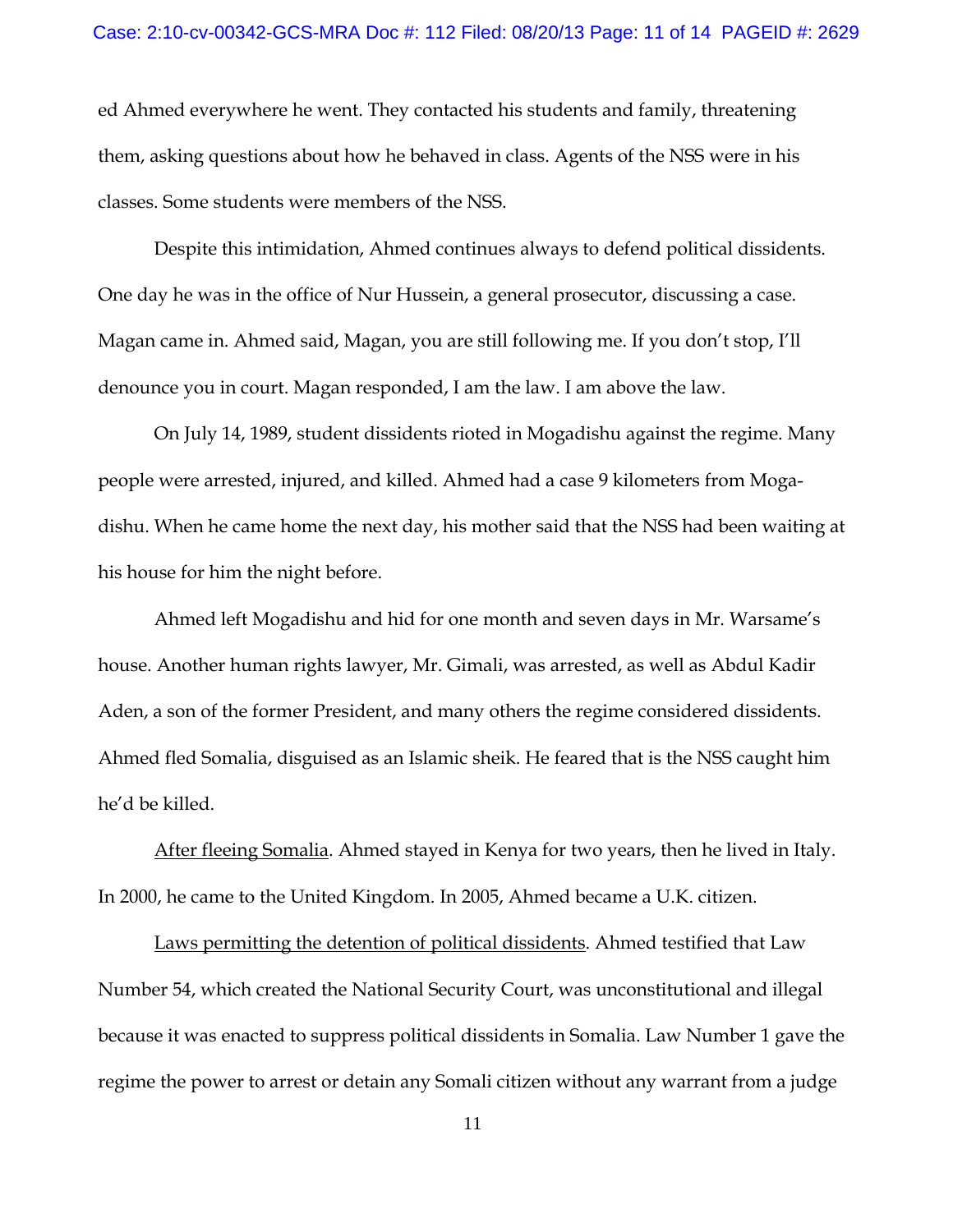ed Ahmed everywhere he went. They contacted his students and family, threatening them, asking questions about how he behaved in class. Agents of the NSS were in his classes. Some students were members of the NSS.

Despite this intimidation, Ahmed continues always to defend political dissidents. One day he was in the office of Nur Hussein, a general prosecutor, discussing a case. Magan came in. Ahmed said, Magan, you are still following me. If you don't stop, I'll denounce you in court. Magan responded, I am the law. I am above the law.

On July 14, 1989, student dissidents rioted in Mogadishu against the regime. Many people were arrested, injured, and killed. Ahmed had a case 9 kilometers from Mogadishu. When he came home the next day, his mother said that the NSS had been waiting at his house for him the night before.

Ahmed left Mogadishu and hid for one month and seven days in Mr. Warsame's house. Another human rights lawyer, Mr. Gimali, was arrested, as well as Abdul Kadir Aden, a son of the former President, and many others the regime considered dissidents. Ahmed fled Somalia, disguised as an Islamic sheik. He feared that is the NSS caught him he'd be killed.

<u>After fleeing Somalia</u>. Ahmed stayed in Kenya for two years, then he lived in Italy. In 2000, he came to the United Kingdom. In 2005, Ahmed became a U.K. citizen.

<u>Laws permitting the detention of political dissidents</u>. Ahmed testified that Law Number 54, which created the National Security Court, was unconstitutional and illegal because it was enacted to suppress political dissidents in Somalia. Law Number 1 gave the regime the power to arrest or detain any Somali citizen without any warrant from a judge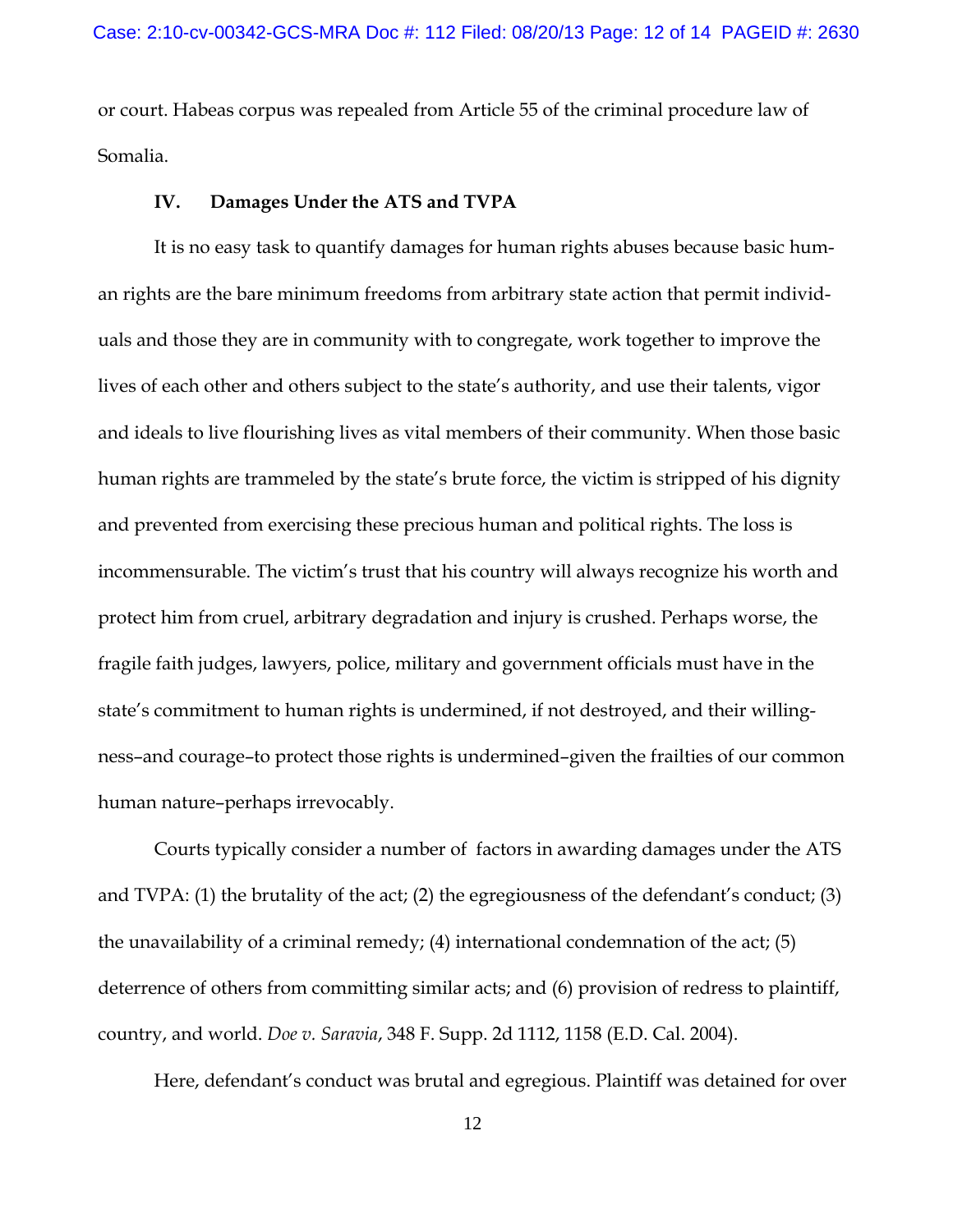or court. Habeas corpus was repealed from Article 55 of the criminal procedure law of Somalia.

## IV. Damages Under the ATS and TVPA

It is no easy task to quantify damages for human rights abuses because basic human rights are the bare minimum freedoms from arbitrary state action that permit individuals and those they are in community with to congregate, work together to improve the lives of each other and others subject to the state's authority, and use their talents, vigor and ideals to live flourishing lives as vital members of their community. When those basic human rights are trammeled by the state's brute force, the victim is stripped of his dignity and prevented from exercising these precious human and political rights. The loss is incommensurable. The victim's trust that his country will always recognize his worth and protect him from cruel, arbitrary degradation and injury is crushed. Perhaps worse, the fragile faith judges, lawyers, police, military and government officials must have in the state's commitment to human rights is undermined, if not destroyed, and their willingness–and courage–to protect those rights is undermined–given the frailties of our common human nature–perhaps irrevocably.

Courts typically consider a number of factors in awarding damages under the ATS and TVPA: (1) the brutality of the act; (2) the egregiousness of the defendant's conduct; (3) the unavailability of a criminal remedy; (4) international condemnation of the act; (5) deterrence of others from committing similar acts; and (6) provision of redress to plaintiff, country, and world. *Doe v. Saravia*, 348 F. Supp. 2d 1112, 1158 (E.D. Cal. 2004).

Here, defendant's conduct was brutal and egregious. Plaintiff was detained for over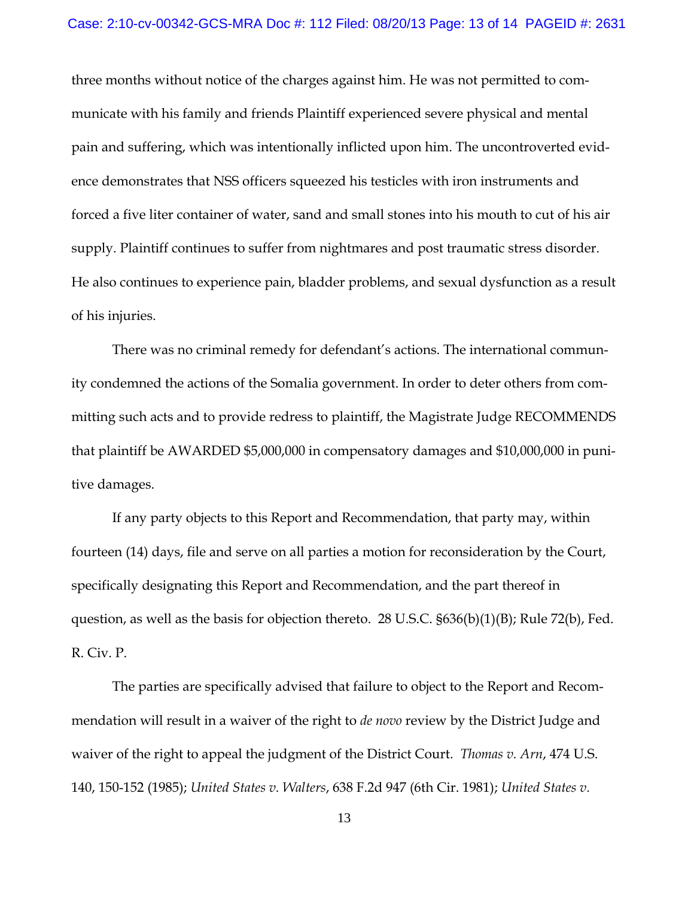three months without notice of the charges against him. He was not permitted to communicate with his family and friends Plaintiff experienced severe physical and mental pain and suffering, which was intentionally inflicted upon him. The uncontroverted evidence demonstrates that NSS officers squeezed his testicles with iron instruments and forced a five liter container of water, sand and small stones into his mouth to cut of his air supply. Plaintiff continues to suffer from nightmares and post traumatic stress disorder. He also continues to experience pain, bladder problems, and sexual dysfunction as a result of his injuries.

There was no criminal remedy for defendant's actions. The international community condemned the actions of the Somalia government. In order to deter others from committing such acts and to provide redress to plaintiff, the Magistrate Judge RECOMMENDS that plaintiff be AWARDED $5,000,000 in compensatory damages and $10,000,000 in punitive damages.

If any party objects to this Report and Recommendation, that party may, within fourteen (14) days, file and serve on all parties a motion for reconsideration by the Court, specifically designating this Report and Recommendation, and the part thereof in question, as well as the basis for objection thereto. 28 U.S.C. §636(b)(1)(B); Rule 72(b), Fed. R. Civ. P.

The parties are specifically advised that failure to object to the Report and Recommendation will result in a waiver of the right to *de novo* review by the District Judge and waiver of the right to appeal the judgment of the District Court. *Thomas v. Arn*, 474 U.S. 140, 150-152 (1985); *United States v. Walters*, 638 F.2d 947 (6th Cir. 1981); *United States v.*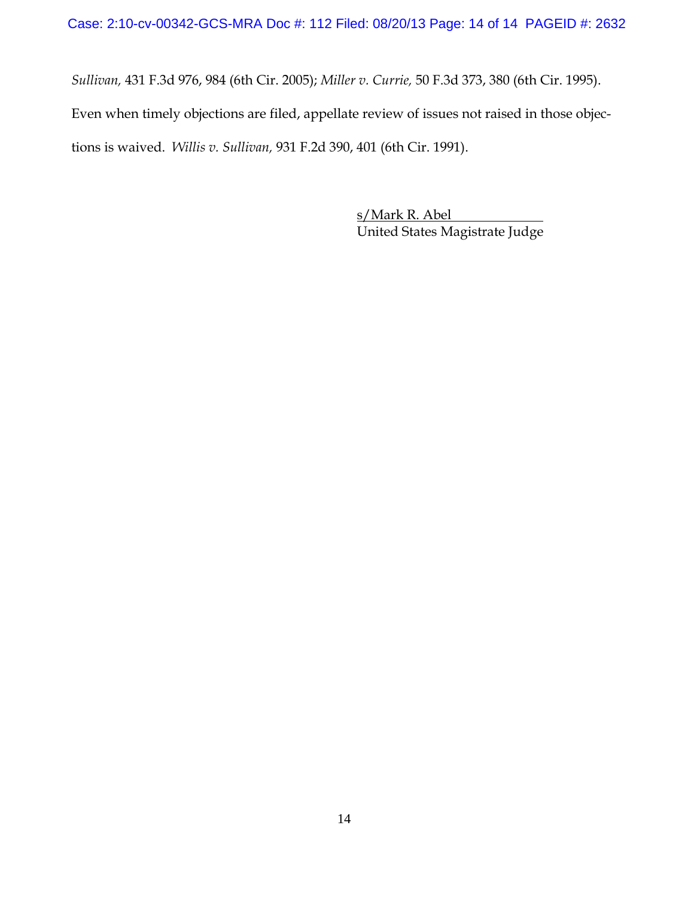*Sullivan,* 431 F.3d 976, 984 (6th Cir. 2005); *Miller v. Currie,* 50 F.3d 373, 380 (6th Cir. 1995). Even when timely objections are filed, appellate review of issues not raised in those objections is waived. *Willis v. Sullivan,* 931 F.2d 390, 401 (6th Cir. 1991).

s/Mark R. Abel
United States Magistrate Judge